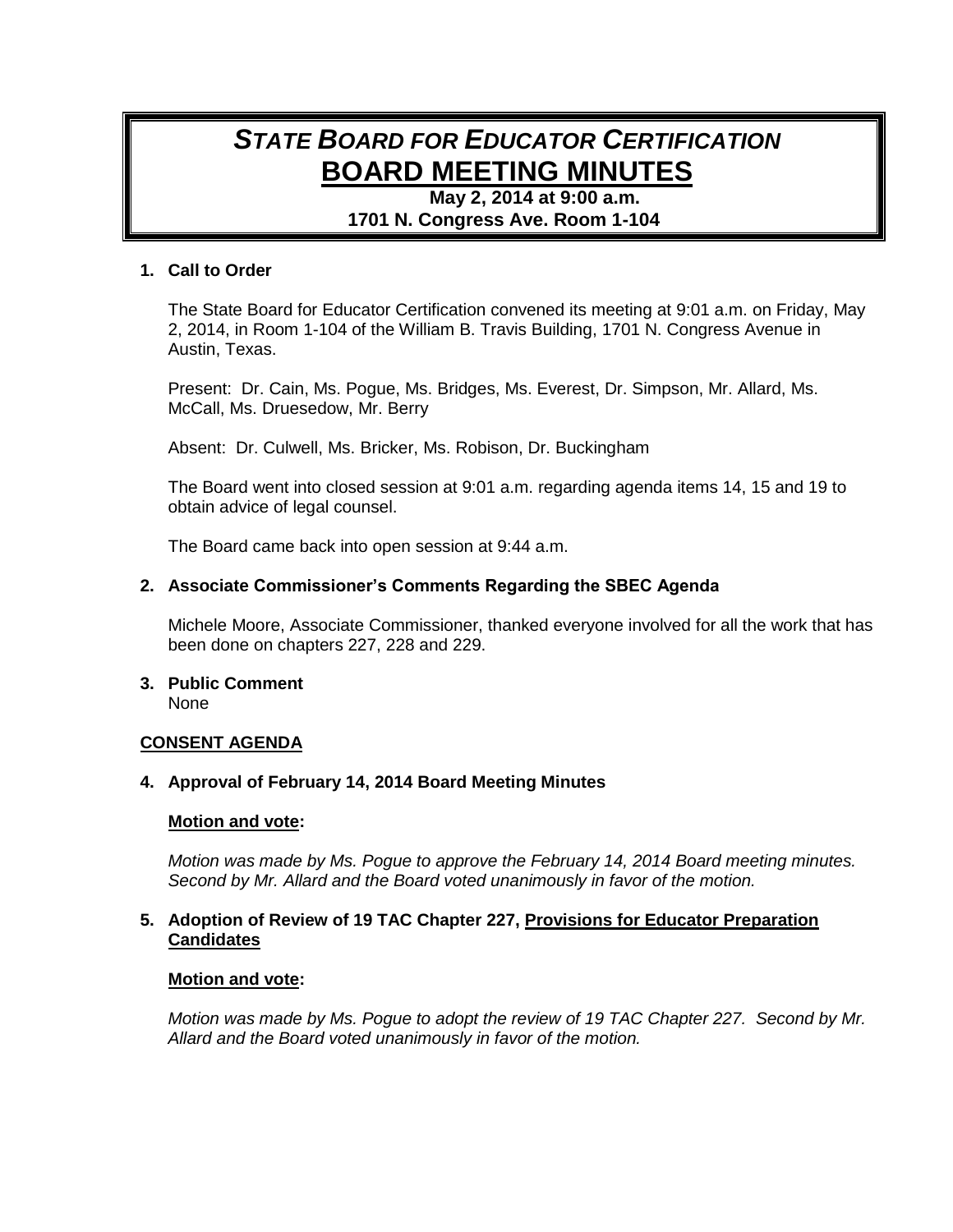# *STATE BOARD FOR EDUCATOR CERTIFICATION*
# BOARD MEETING MINUTES

**May 2, 2014 at 9:00 a.m.**
**1701 N. Congress Ave. Room 1-104**

**1. Call to Order**

The State Board for Educator Certification convened its meeting at 9:01 a.m. on Friday, May 2, 2014, in Room 1-104 of the William B. Travis Building, 1701 N. Congress Avenue in Austin, Texas.

Present: Dr. Cain, Ms. Pogue, Ms. Bridges, Ms. Everest, Dr. Simpson, Mr. Allard, Ms. McCall, Ms. Druesedow, Mr. Berry

Absent: Dr. Culwell, Ms. Bricker, Ms. Robison, Dr. Buckingham

The Board went into closed session at 9:01 a.m. regarding agenda items 14, 15 and 19 to obtain advice of legal counsel.

The Board came back into open session at 9:44 a.m.

**2. Associate Commissioner's Comments Regarding the SBEC Agenda**

Michele Moore, Associate Commissioner, thanked everyone involved for all the work that has been done on chapters 227, 228 and 229.

**3. Public Comment**
None

**CONSENT AGENDA**

**4. Approval of February 14, 2014 Board Meeting Minutes**

**Motion and vote:**

*Motion was made by Ms. Pogue to approve the February 14, 2014 Board meeting minutes. Second by Mr. Allard and the Board voted unanimously in favor of the motion.*

**5. Adoption of Review of 19 TAC Chapter 227, Provisions for Educator Preparation Candidates**

**Motion and vote:**

*Motion was made by Ms. Pogue to adopt the review of 19 TAC Chapter 227. Second by Mr. Allard and the Board voted unanimously in favor of the motion.*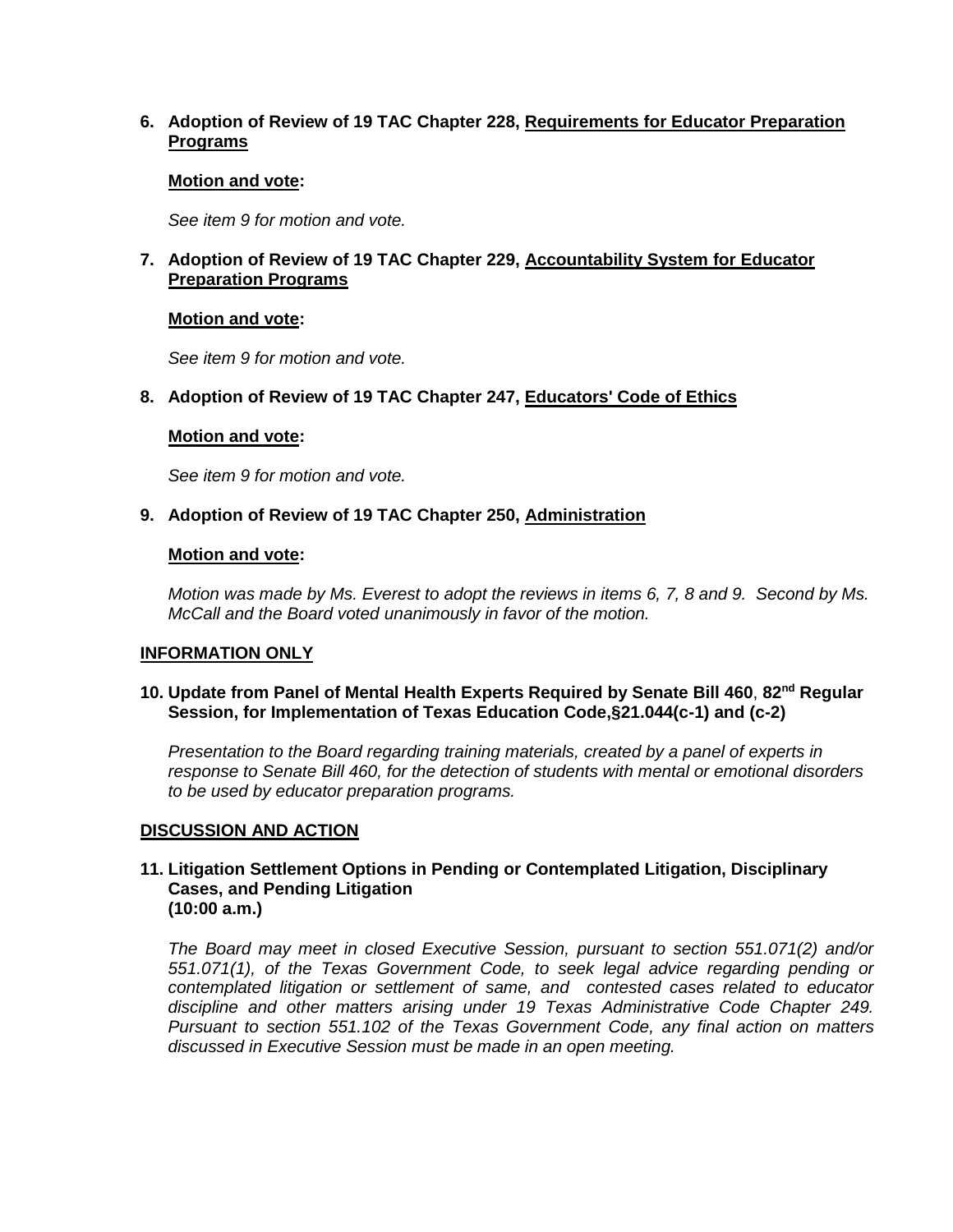**6. Adoption of Review of 19 TAC Chapter 228, Requirements for Educator Preparation Programs**

**Motion and vote:**

*See item 9 for motion and vote.*

**7. Adoption of Review of 19 TAC Chapter 229, Accountability System for Educator Preparation Programs**

**Motion and vote:**

*See item 9 for motion and vote.*

**8. Adoption of Review of 19 TAC Chapter 247, Educators' Code of Ethics**

**Motion and vote:**

*See item 9 for motion and vote.*

**9. Adoption of Review of 19 TAC Chapter 250, Administration**

**Motion and vote:**

*Motion was made by Ms. Everest to adopt the reviews in items 6, 7, 8 and 9. Second by Ms. McCall and the Board voted unanimously in favor of the motion.*

**INFORMATION ONLY**

**10. Update from Panel of Mental Health Experts Required by Senate Bill 460, 82nd Regular Session, for Implementation of Texas Education Code,§21.044(c-1) and (c-2)**

*Presentation to the Board regarding training materials, created by a panel of experts in response to Senate Bill 460, for the detection of students with mental or emotional disorders to be used by educator preparation programs.*

**DISCUSSION AND ACTION**

**11. Litigation Settlement Options in Pending or Contemplated Litigation, Disciplinary Cases, and Pending Litigation (10:00 a.m.)**

*The Board may meet in closed Executive Session, pursuant to section 551.071(2) and/or 551.071(1), of the Texas Government Code, to seek legal advice regarding pending or contemplated litigation or settlement of same, and contested cases related to educator discipline and other matters arising under 19 Texas Administrative Code Chapter 249. Pursuant to section 551.102 of the Texas Government Code, any final action on matters discussed in Executive Session must be made in an open meeting.*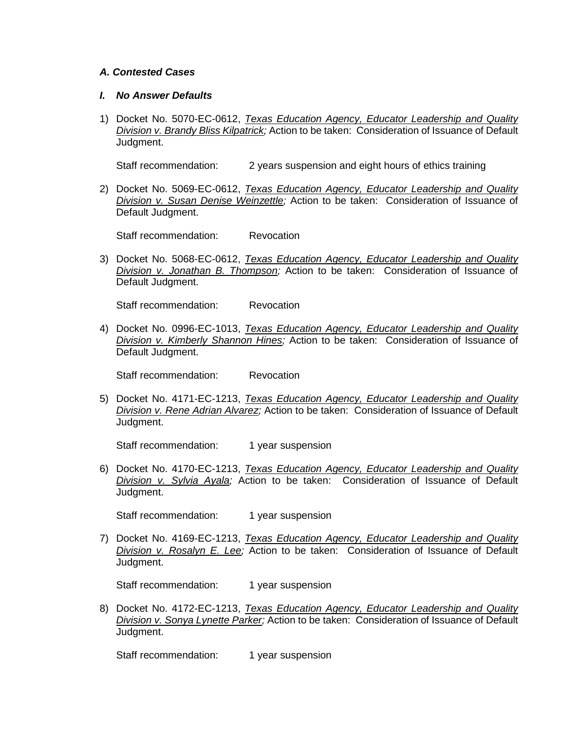### *A. Contested Cases*

#### *I. No Answer Defaults*

1) Docket No. 5070-EC-0612, *Texas Education Agency, Educator Leadership and Quality Division v. Brandy Bliss Kilpatrick;* Action to be taken: Consideration of Issuance of Default Judgment.

   Staff recommendation: 2 years suspension and eight hours of ethics training

2) Docket No. 5069-EC-0612, *Texas Education Agency, Educator Leadership and Quality Division v. Susan Denise Weinzettle;* Action to be taken: Consideration of Issuance of Default Judgment.

   Staff recommendation: Revocation

3) Docket No. 5068-EC-0612, *Texas Education Agency, Educator Leadership and Quality Division v. Jonathan B. Thompson;* Action to be taken: Consideration of Issuance of Default Judgment.

   Staff recommendation: Revocation

4) Docket No. 0996-EC-1013, *Texas Education Agency, Educator Leadership and Quality Division v. Kimberly Shannon Hines;* Action to be taken: Consideration of Issuance of Default Judgment.

   Staff recommendation: Revocation

5) Docket No. 4171-EC-1213, *Texas Education Agency, Educator Leadership and Quality Division v. Rene Adrian Alvarez;* Action to be taken: Consideration of Issuance of Default Judgment.

   Staff recommendation: 1 year suspension

6) Docket No. 4170-EC-1213, *Texas Education Agency, Educator Leadership and Quality Division v. Sylvia Ayala;* Action to be taken: Consideration of Issuance of Default Judgment.

   Staff recommendation: 1 year suspension

7) Docket No. 4169-EC-1213, *Texas Education Agency, Educator Leadership and Quality Division v. Rosalyn E. Lee;* Action to be taken: Consideration of Issuance of Default Judgment.

   Staff recommendation: 1 year suspension

8) Docket No. 4172-EC-1213, *Texas Education Agency, Educator Leadership and Quality Division v. Sonya Lynette Parker;* Action to be taken: Consideration of Issuance of Default Judgment.

   Staff recommendation: 1 year suspension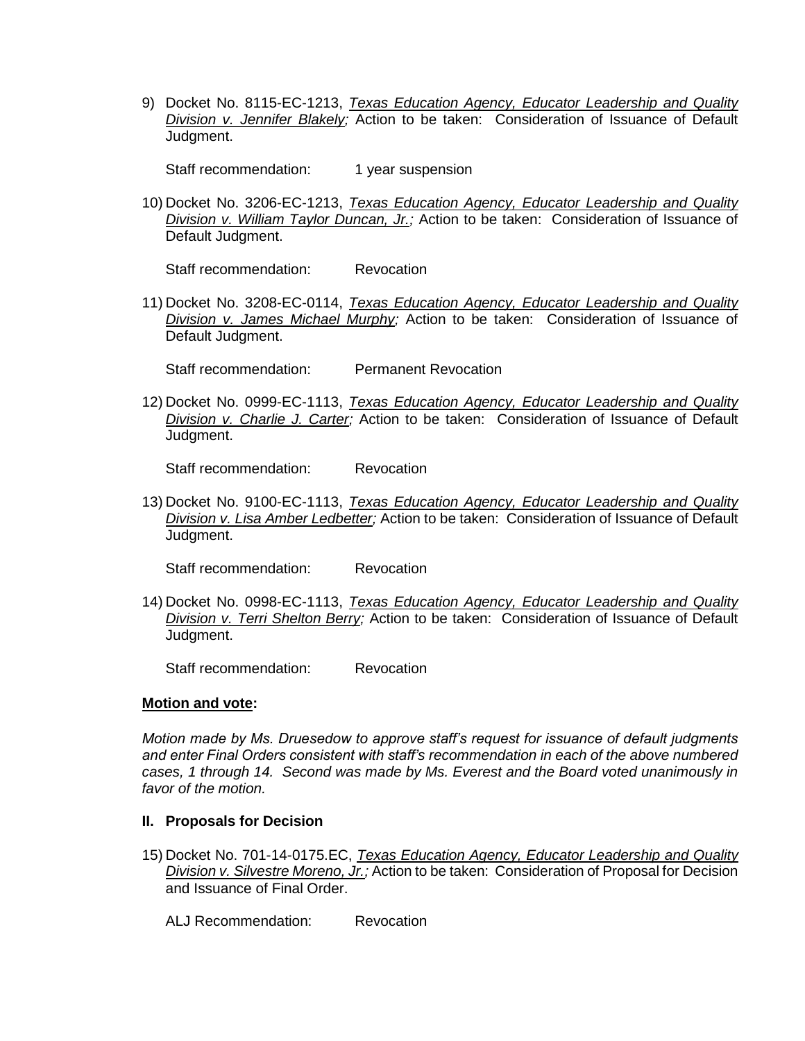9) Docket No. 8115-EC-1213, *Texas Education Agency, Educator Leadership and Quality Division v. Jennifer Blakely;* Action to be taken: Consideration of Issuance of Default Judgment.

   Staff recommendation: 1 year suspension

10) Docket No. 3206-EC-1213, *Texas Education Agency, Educator Leadership and Quality Division v. William Taylor Duncan, Jr.;* Action to be taken: Consideration of Issuance of Default Judgment.

    Staff recommendation: Revocation

11) Docket No. 3208-EC-0114, *Texas Education Agency, Educator Leadership and Quality Division v. James Michael Murphy;* Action to be taken: Consideration of Issuance of Default Judgment.

    Staff recommendation: Permanent Revocation

12) Docket No. 0999-EC-1113, *Texas Education Agency, Educator Leadership and Quality Division v. Charlie J. Carter;* Action to be taken: Consideration of Issuance of Default Judgment.

    Staff recommendation: Revocation

13) Docket No. 9100-EC-1113, *Texas Education Agency, Educator Leadership and Quality Division v. Lisa Amber Ledbetter;* Action to be taken: Consideration of Issuance of Default Judgment.

    Staff recommendation: Revocation

14) Docket No. 0998-EC-1113, *Texas Education Agency, Educator Leadership and Quality Division v. Terri Shelton Berry;* Action to be taken: Consideration of Issuance of Default Judgment.

    Staff recommendation: Revocation

**Motion and vote:**

*Motion made by Ms. Druesedow to approve staff's request for issuance of default judgments and enter Final Orders consistent with staff's recommendation in each of the above numbered cases, 1 through 14. Second was made by Ms. Everest and the Board voted unanimously in favor of the motion.*

## II. Proposals for Decision

15) Docket No. 701-14-0175.EC, *Texas Education Agency, Educator Leadership and Quality Division v. Silvestre Moreno, Jr.;* Action to be taken: Consideration of Proposal for Decision and Issuance of Final Order.

    ALJ Recommendation: Revocation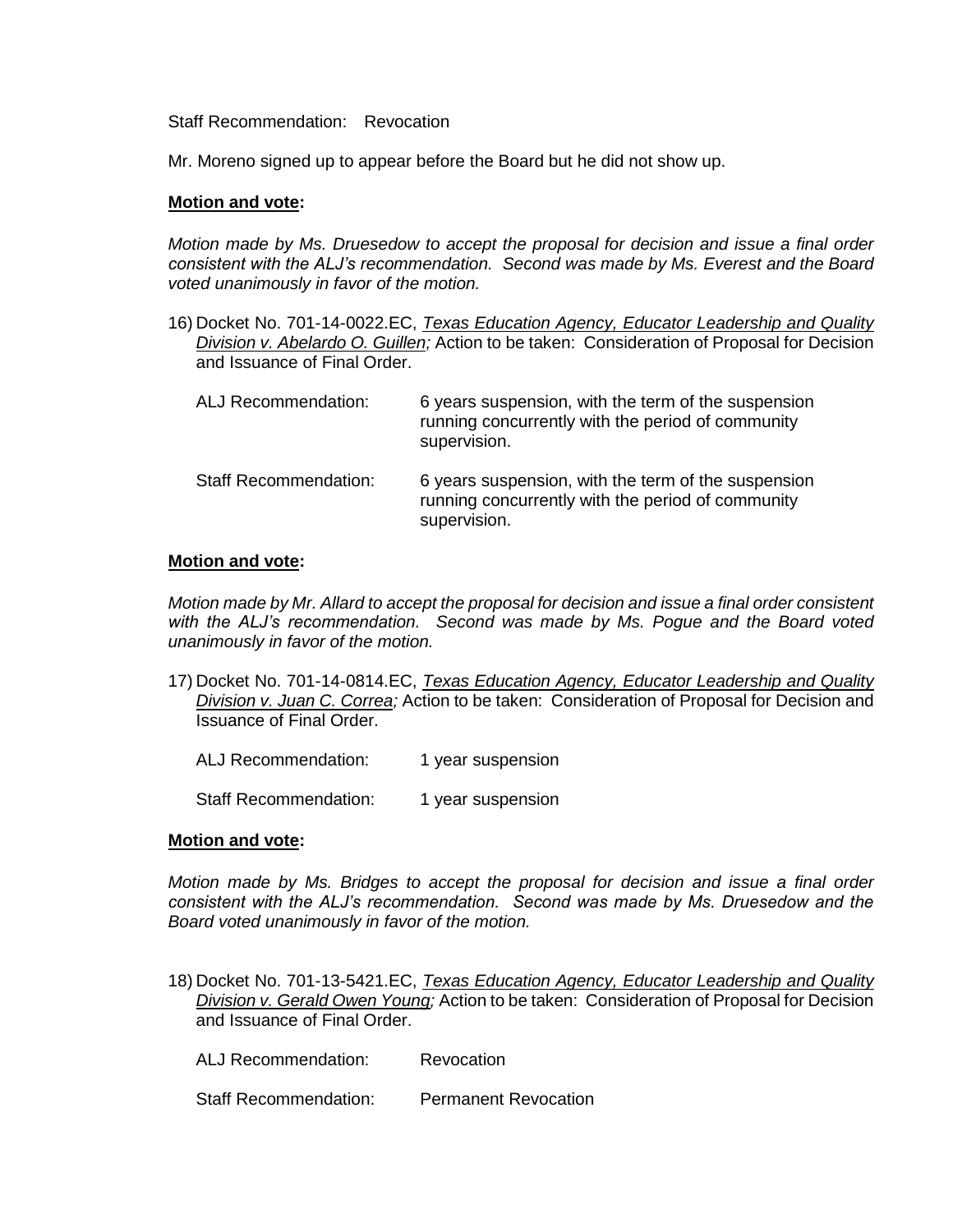Staff Recommendation: Revocation

Mr. Moreno signed up to appear before the Board but he did not show up.

**Motion and vote:**

*Motion made by Ms. Druesedow to accept the proposal for decision and issue a final order consistent with the ALJ's recommendation. Second was made by Ms. Everest and the Board voted unanimously in favor of the motion.*

16) Docket No. 701-14-0022.EC, *Texas Education Agency, Educator Leadership and Quality Division v. Abelardo O. Guillen;* Action to be taken: Consideration of Proposal for Decision and Issuance of Final Order.

    ALJ Recommendation: 6 years suspension, with the term of the suspension running concurrently with the period of community supervision.

    Staff Recommendation: 6 years suspension, with the term of the suspension running concurrently with the period of community supervision.

**Motion and vote:**

*Motion made by Mr. Allard to accept the proposal for decision and issue a final order consistent with the ALJ's recommendation. Second was made by Ms. Pogue and the Board voted unanimously in favor of the motion.*

17) Docket No. 701-14-0814.EC, *Texas Education Agency, Educator Leadership and Quality Division v. Juan C. Correa;* Action to be taken: Consideration of Proposal for Decision and Issuance of Final Order.

    ALJ Recommendation: 1 year suspension

    Staff Recommendation: 1 year suspension

**Motion and vote:**

*Motion made by Ms. Bridges to accept the proposal for decision and issue a final order consistent with the ALJ's recommendation. Second was made by Ms. Druesedow and the Board voted unanimously in favor of the motion.*

18) Docket No. 701-13-5421.EC, *Texas Education Agency, Educator Leadership and Quality Division v. Gerald Owen Young;* Action to be taken: Consideration of Proposal for Decision and Issuance of Final Order.

    ALJ Recommendation: Revocation

    Staff Recommendation: Permanent Revocation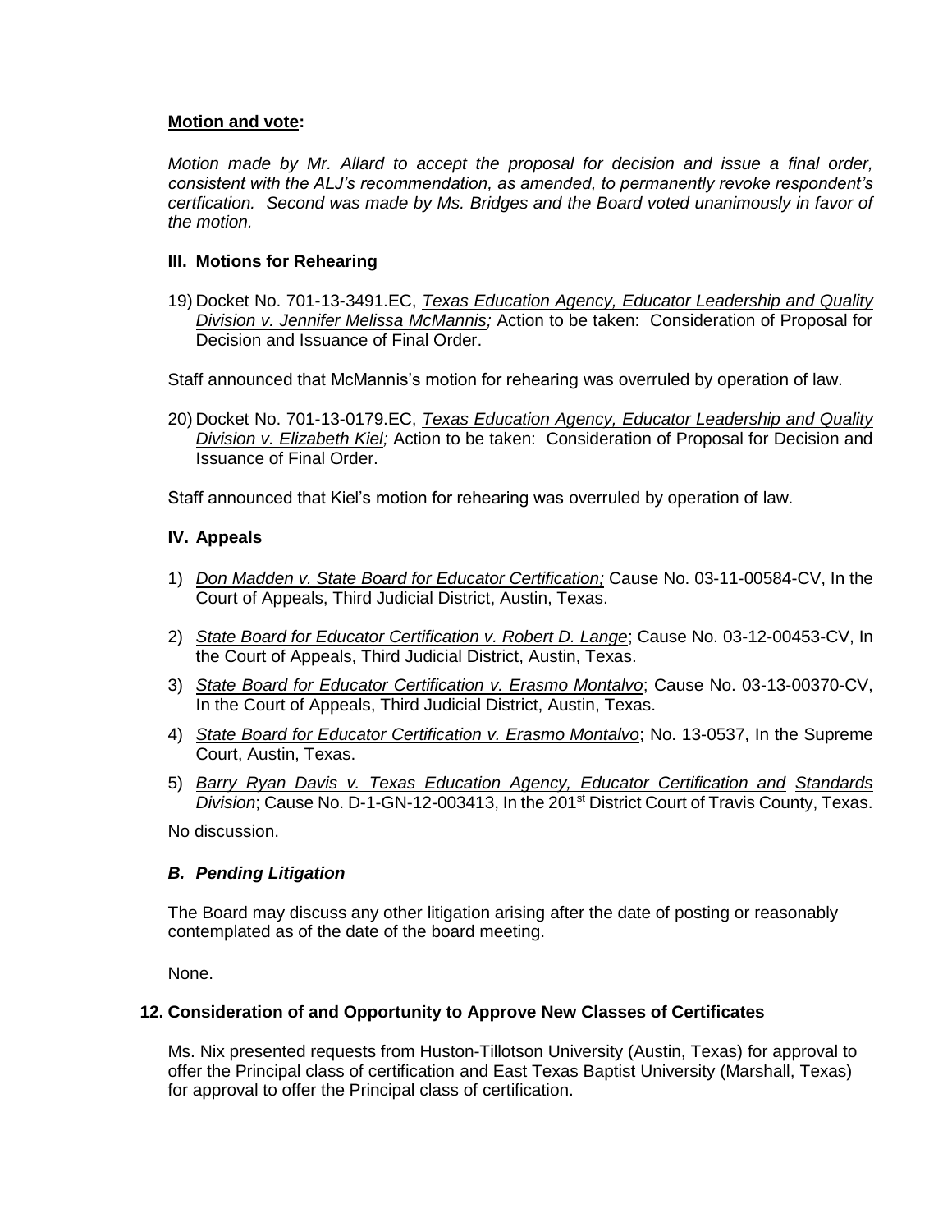**Motion and vote:**

*Motion made by Mr. Allard to accept the proposal for decision and issue a final order, consistent with the ALJ's recommendation, as amended, to permanently revoke respondent's certfication. Second was made by Ms. Bridges and the Board voted unanimously in favor of the motion.*

### III. Motions for Rehearing

19) Docket No. 701-13-3491.EC, *Texas Education Agency, Educator Leadership and Quality Division v. Jennifer Melissa McMannis;* Action to be taken: Consideration of Proposal for Decision and Issuance of Final Order.

Staff announced that McMannis's motion for rehearing was overruled by operation of law.

20) Docket No. 701-13-0179.EC, *Texas Education Agency, Educator Leadership and Quality Division v. Elizabeth Kiel;* Action to be taken: Consideration of Proposal for Decision and Issuance of Final Order.

Staff announced that Kiel's motion for rehearing was overruled by operation of law.

### IV. Appeals

1) *Don Madden v. State Board for Educator Certification;* Cause No. 03-11-00584-CV, In the Court of Appeals, Third Judicial District, Austin, Texas.
2) *State Board for Educator Certification v. Robert D. Lange*; Cause No. 03-12-00453-CV, In the Court of Appeals, Third Judicial District, Austin, Texas.
3) *State Board for Educator Certification v. Erasmo Montalvo*; Cause No. 03-13-00370-CV, In the Court of Appeals, Third Judicial District, Austin, Texas.
4) *State Board for Educator Certification v. Erasmo Montalvo*; No. 13-0537, In the Supreme Court, Austin, Texas.
5) *Barry Ryan Davis v. Texas Education Agency, Educator Certification and Standards Division*; Cause No. D-1-GN-12-003413, In the 201st District Court of Travis County, Texas.

No discussion.

### *B. Pending Litigation*

The Board may discuss any other litigation arising after the date of posting or reasonably contemplated as of the date of the board meeting.

None.

## 12. Consideration of and Opportunity to Approve New Classes of Certificates

Ms. Nix presented requests from Huston-Tillotson University (Austin, Texas) for approval to offer the Principal class of certification and East Texas Baptist University (Marshall, Texas) for approval to offer the Principal class of certification.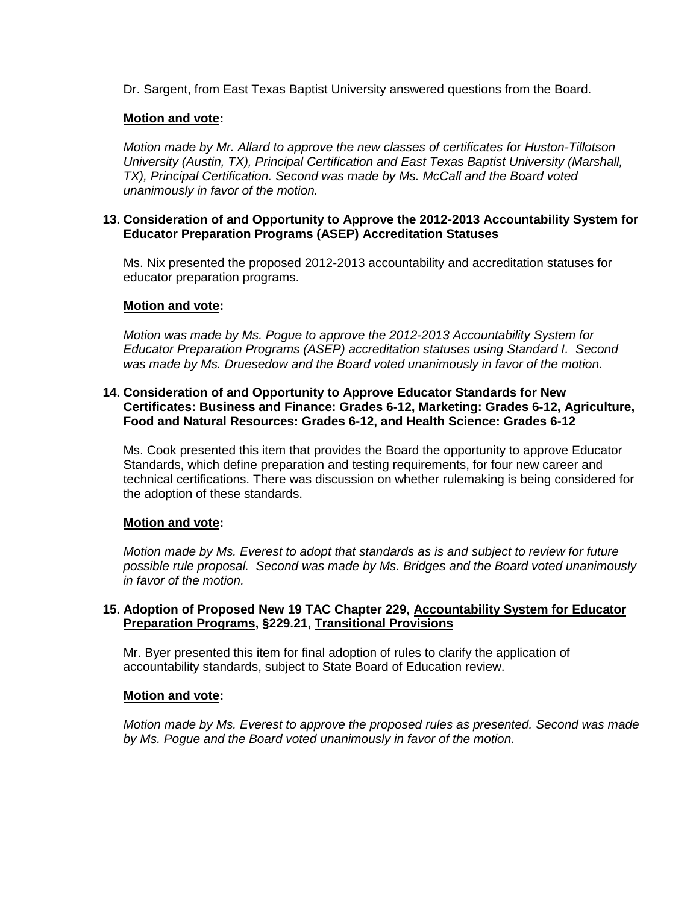Dr. Sargent, from East Texas Baptist University answered questions from the Board.

**Motion and vote:**

*Motion made by Mr. Allard to approve the new classes of certificates for Huston-Tillotson University (Austin, TX), Principal Certification and East Texas Baptist University (Marshall, TX), Principal Certification. Second was made by Ms. McCall and the Board voted unanimously in favor of the motion.*

**13. Consideration of and Opportunity to Approve the 2012-2013 Accountability System for Educator Preparation Programs (ASEP) Accreditation Statuses**

Ms. Nix presented the proposed 2012-2013 accountability and accreditation statuses for educator preparation programs.

**Motion and vote:**

*Motion was made by Ms. Pogue to approve the 2012-2013 Accountability System for Educator Preparation Programs (ASEP) accreditation statuses using Standard I. Second was made by Ms. Druesedow and the Board voted unanimously in favor of the motion.*

**14. Consideration of and Opportunity to Approve Educator Standards for New Certificates: Business and Finance: Grades 6-12, Marketing: Grades 6-12, Agriculture, Food and Natural Resources: Grades 6-12, and Health Science: Grades 6-12**

Ms. Cook presented this item that provides the Board the opportunity to approve Educator Standards, which define preparation and testing requirements, for four new career and technical certifications. There was discussion on whether rulemaking is being considered for the adoption of these standards.

**Motion and vote:**

*Motion made by Ms. Everest to adopt that standards as is and subject to review for future possible rule proposal. Second was made by Ms. Bridges and the Board voted unanimously in favor of the motion.*

**15. Adoption of Proposed New 19 TAC Chapter 229, Accountability System for Educator Preparation Programs, §229.21, Transitional Provisions**

Mr. Byer presented this item for final adoption of rules to clarify the application of accountability standards, subject to State Board of Education review.

**Motion and vote:**

*Motion made by Ms. Everest to approve the proposed rules as presented. Second was made by Ms. Pogue and the Board voted unanimously in favor of the motion.*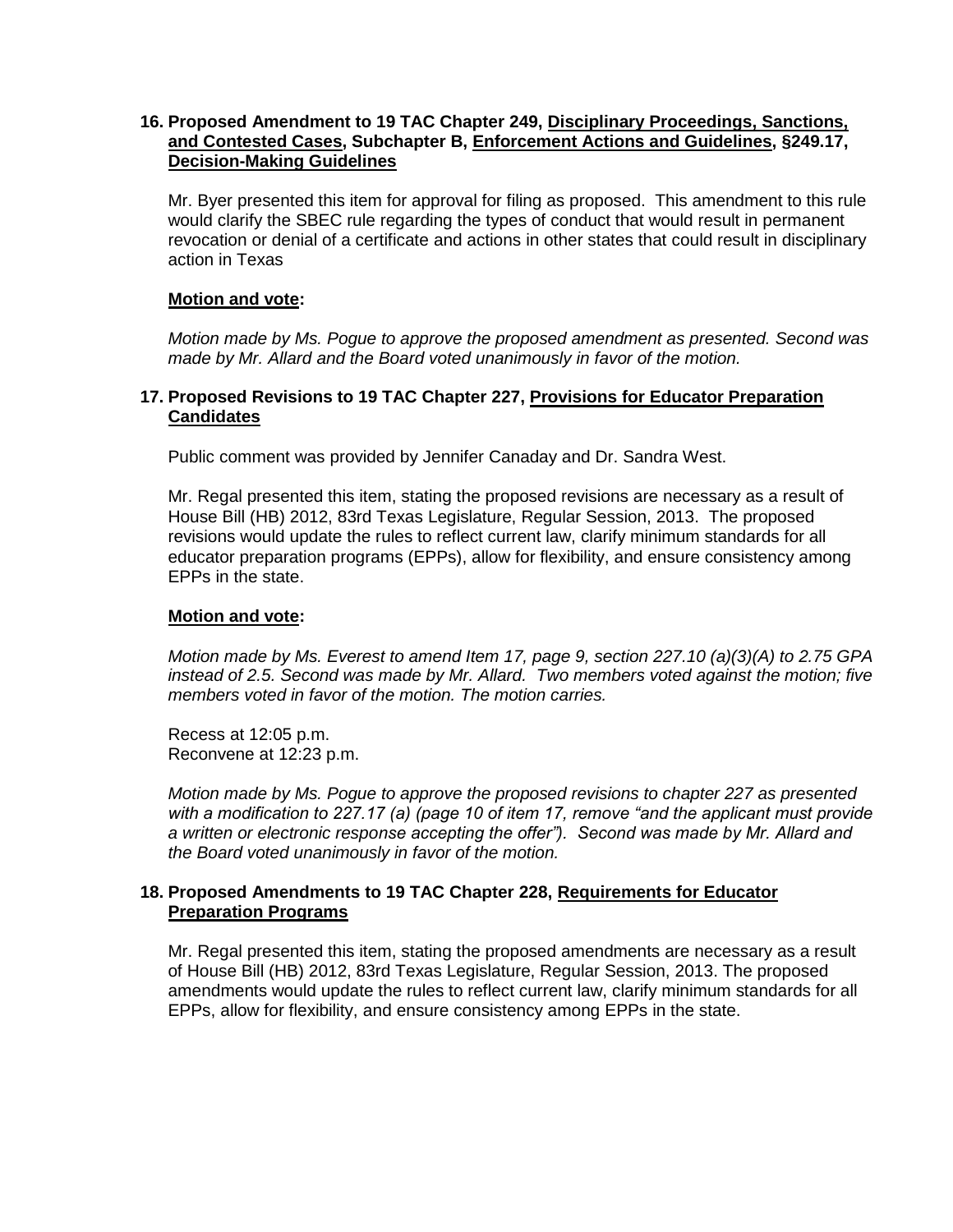**16. Proposed Amendment to 19 TAC Chapter 249, Disciplinary Proceedings, Sanctions, and Contested Cases, Subchapter B, Enforcement Actions and Guidelines, §249.17, Decision-Making Guidelines**

Mr. Byer presented this item for approval for filing as proposed. This amendment to this rule would clarify the SBEC rule regarding the types of conduct that would result in permanent revocation or denial of a certificate and actions in other states that could result in disciplinary action in Texas

**Motion and vote:**

*Motion made by Ms. Pogue to approve the proposed amendment as presented. Second was made by Mr. Allard and the Board voted unanimously in favor of the motion.*

**17. Proposed Revisions to 19 TAC Chapter 227, Provisions for Educator Preparation Candidates**

Public comment was provided by Jennifer Canaday and Dr. Sandra West.

Mr. Regal presented this item, stating the proposed revisions are necessary as a result of House Bill (HB) 2012, 83rd Texas Legislature, Regular Session, 2013. The proposed revisions would update the rules to reflect current law, clarify minimum standards for all educator preparation programs (EPPs), allow for flexibility, and ensure consistency among EPPs in the state.

**Motion and vote:**

*Motion made by Ms. Everest to amend Item 17, page 9, section 227.10 (a)(3)(A) to 2.75 GPA instead of 2.5. Second was made by Mr. Allard. Two members voted against the motion; five members voted in favor of the motion. The motion carries.*

Recess at 12:05 p.m.
Reconvene at 12:23 p.m.

*Motion made by Ms. Pogue to approve the proposed revisions to chapter 227 as presented with a modification to 227.17 (a) (page 10 of item 17, remove "and the applicant must provide a written or electronic response accepting the offer"). Second was made by Mr. Allard and the Board voted unanimously in favor of the motion.*

**18. Proposed Amendments to 19 TAC Chapter 228, Requirements for Educator Preparation Programs**

Mr. Regal presented this item, stating the proposed amendments are necessary as a result of House Bill (HB) 2012, 83rd Texas Legislature, Regular Session, 2013. The proposed amendments would update the rules to reflect current law, clarify minimum standards for all EPPs, allow for flexibility, and ensure consistency among EPPs in the state.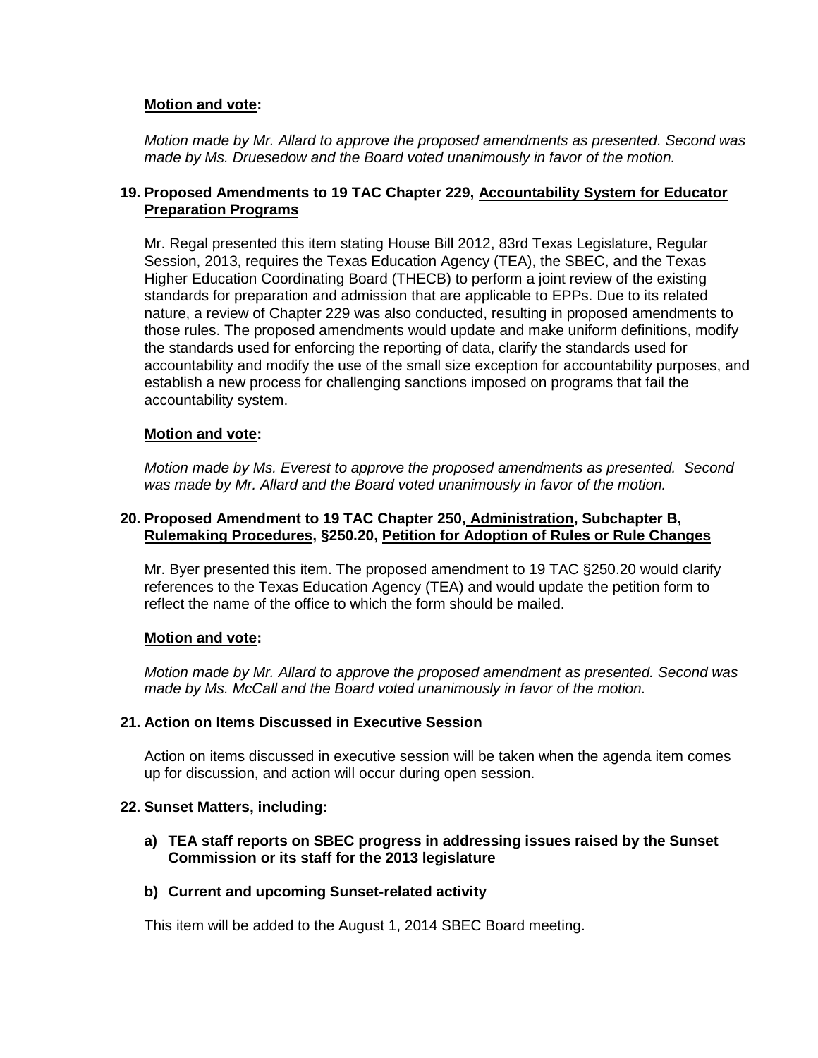**Motion and vote:**

*Motion made by Mr. Allard to approve the proposed amendments as presented. Second was made by Ms. Druesedow and the Board voted unanimously in favor of the motion.*

**19. Proposed Amendments to 19 TAC Chapter 229, Accountability System for Educator Preparation Programs**

Mr. Regal presented this item stating House Bill 2012, 83rd Texas Legislature, Regular Session, 2013, requires the Texas Education Agency (TEA), the SBEC, and the Texas Higher Education Coordinating Board (THECB) to perform a joint review of the existing standards for preparation and admission that are applicable to EPPs. Due to its related nature, a review of Chapter 229 was also conducted, resulting in proposed amendments to those rules. The proposed amendments would update and make uniform definitions, modify the standards used for enforcing the reporting of data, clarify the standards used for accountability and modify the use of the small size exception for accountability purposes, and establish a new process for challenging sanctions imposed on programs that fail the accountability system.

**Motion and vote:**

*Motion made by Ms. Everest to approve the proposed amendments as presented. Second was made by Mr. Allard and the Board voted unanimously in favor of the motion.*

**20. Proposed Amendment to 19 TAC Chapter 250, Administration, Subchapter B, Rulemaking Procedures, §250.20, Petition for Adoption of Rules or Rule Changes**

Mr. Byer presented this item. The proposed amendment to 19 TAC §250.20 would clarify references to the Texas Education Agency (TEA) and would update the petition form to reflect the name of the office to which the form should be mailed.

**Motion and vote:**

*Motion made by Mr. Allard to approve the proposed amendment as presented. Second was made by Ms. McCall and the Board voted unanimously in favor of the motion.*

**21. Action on Items Discussed in Executive Session**

Action on items discussed in executive session will be taken when the agenda item comes up for discussion, and action will occur during open session.

**22. Sunset Matters, including:**

**a) TEA staff reports on SBEC progress in addressing issues raised by the Sunset Commission or its staff for the 2013 legislature**

**b) Current and upcoming Sunset-related activity**

This item will be added to the August 1, 2014 SBEC Board meeting.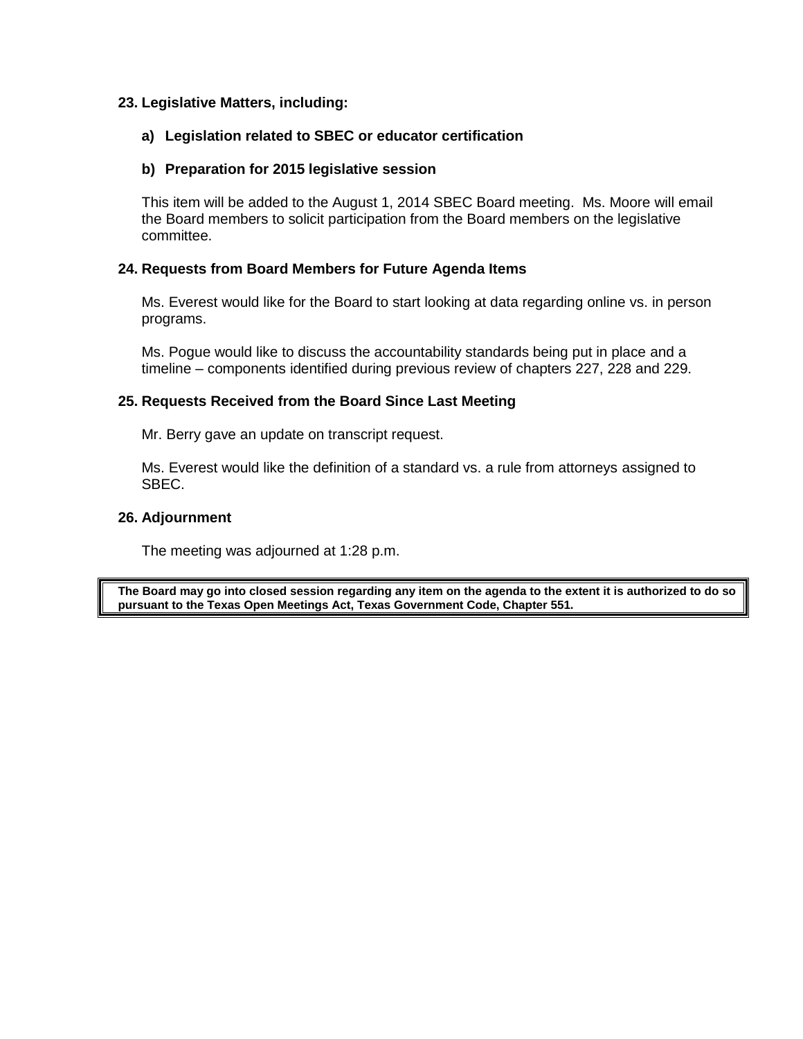**23. Legislative Matters, including:**

**a) Legislation related to SBEC or educator certification**

**b) Preparation for 2015 legislative session**

This item will be added to the August 1, 2014 SBEC Board meeting. Ms. Moore will email the Board members to solicit participation from the Board members on the legislative committee.

**24. Requests from Board Members for Future Agenda Items**

Ms. Everest would like for the Board to start looking at data regarding online vs. in person programs.

Ms. Pogue would like to discuss the accountability standards being put in place and a timeline – components identified during previous review of chapters 227, 228 and 229.

**25. Requests Received from the Board Since Last Meeting**

Mr. Berry gave an update on transcript request.

Ms. Everest would like the definition of a standard vs. a rule from attorneys assigned to SBEC.

**26. Adjournment**

The meeting was adjourned at 1:28 p.m.

**The Board may go into closed session regarding any item on the agenda to the extent it is authorized to do so pursuant to the Texas Open Meetings Act, Texas Government Code, Chapter 551.**